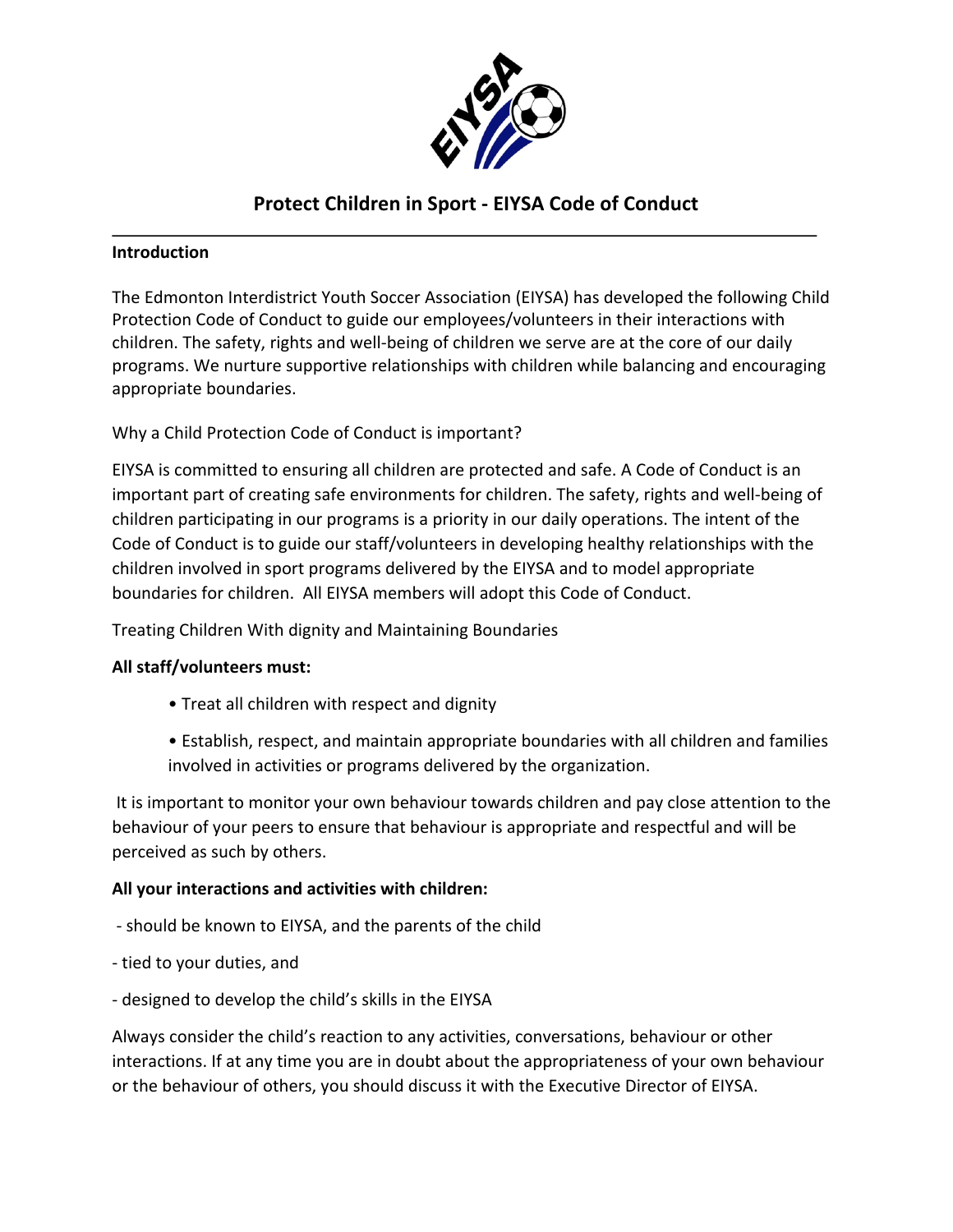# Protect Children in Sport - EIYSA Code of Conduct

**Introduction**

The Edmonton Interdistrict Youth Soccer Association (EIYSA) has developed the following Child Protection Code of Conduct to guide our employees/volunteers in their interactions with children. The safety, rights and well-being of children we serve are at the core of our daily programs. We nurture supportive relationships with children while balancing and encouraging appropriate boundaries.

Why a Child Protection Code of Conduct is important?

EIYSA is committed to ensuring all children are protected and safe. A Code of Conduct is an important part of creating safe environments for children. The safety, rights and well-being of children participating in our programs is a priority in our daily operations. The intent of the Code of Conduct is to guide our staff/volunteers in developing healthy relationships with the children involved in sport programs delivered by the EIYSA and to model appropriate boundaries for children. All EIYSA members will adopt this Code of Conduct.

Treating Children With dignity and Maintaining Boundaries

**All staff/volunteers must:**

- Treat all children with respect and dignity
- Establish, respect, and maintain appropriate boundaries with all children and families involved in activities or programs delivered by the organization.

It is important to monitor your own behaviour towards children and pay close attention to the behaviour of your peers to ensure that behaviour is appropriate and respectful and will be perceived as such by others.

**All your interactions and activities with children:**

- should be known to EIYSA, and the parents of the child
- tied to your duties, and
- designed to develop the child's skills in the EIYSA

Always consider the child's reaction to any activities, conversations, behaviour or other interactions. If at any time you are in doubt about the appropriateness of your own behaviour or the behaviour of others, you should discuss it with the Executive Director of EIYSA.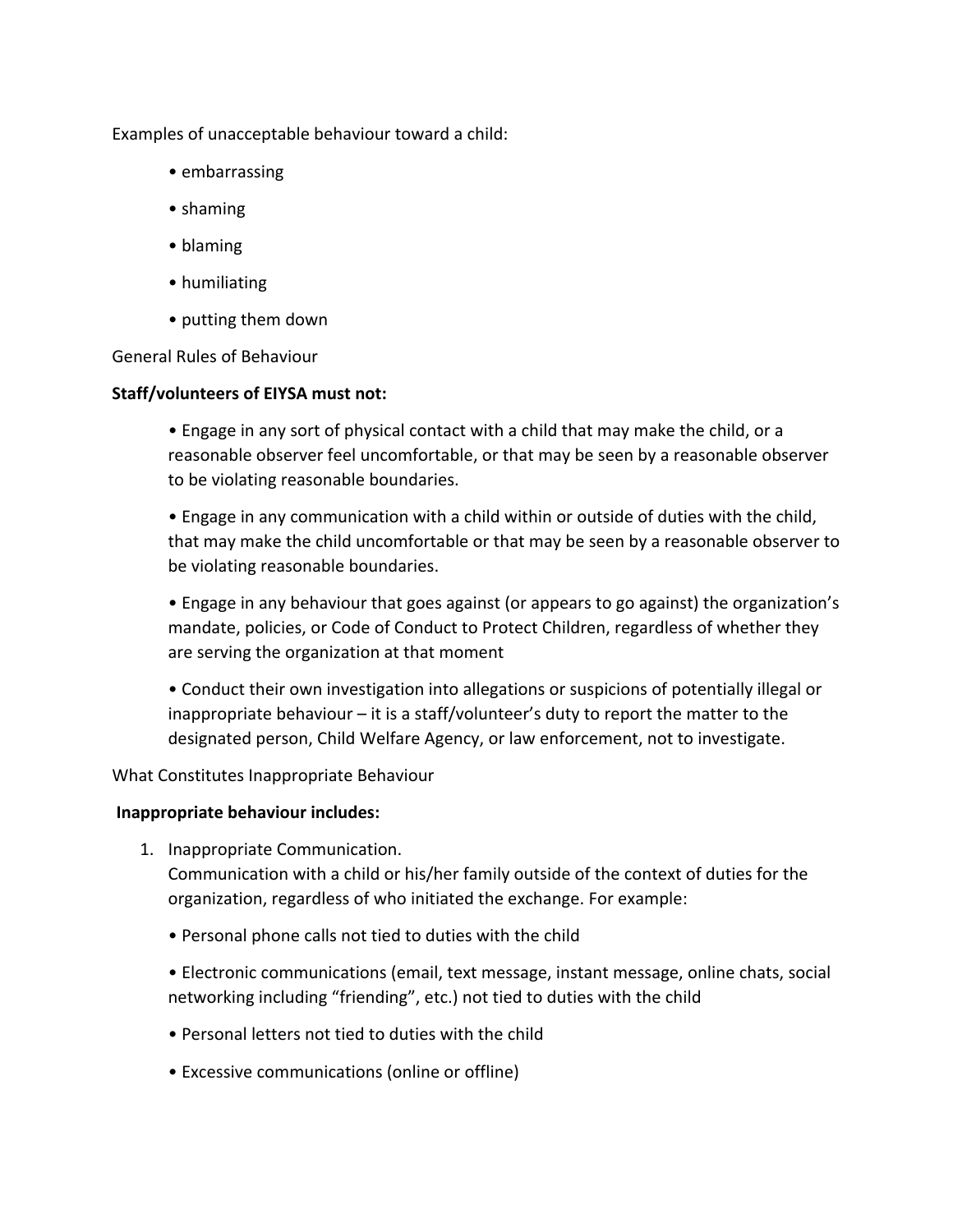Examples of unacceptable behaviour toward a child:

- embarrassing
- shaming
- blaming
- humiliating
- putting them down

General Rules of Behaviour

**Staff/volunteers of EIYSA must not:**

- Engage in any sort of physical contact with a child that may make the child, or a reasonable observer feel uncomfortable, or that may be seen by a reasonable observer to be violating reasonable boundaries.
- Engage in any communication with a child within or outside of duties with the child, that may make the child uncomfortable or that may be seen by a reasonable observer to be violating reasonable boundaries.
- Engage in any behaviour that goes against (or appears to go against) the organization's mandate, policies, or Code of Conduct to Protect Children, regardless of whether they are serving the organization at that moment
- Conduct their own investigation into allegations or suspicions of potentially illegal or inappropriate behaviour – it is a staff/volunteer's duty to report the matter to the designated person, Child Welfare Agency, or law enforcement, not to investigate.

What Constitutes Inappropriate Behaviour

**Inappropriate behaviour includes:**

1. Inappropriate Communication.
   Communication with a child or his/her family outside of the context of duties for the organization, regardless of who initiated the exchange. For example:
   - Personal phone calls not tied to duties with the child
   - Electronic communications (email, text message, instant message, online chats, social networking including "friending", etc.) not tied to duties with the child
   - Personal letters not tied to duties with the child
   - Excessive communications (online or offline)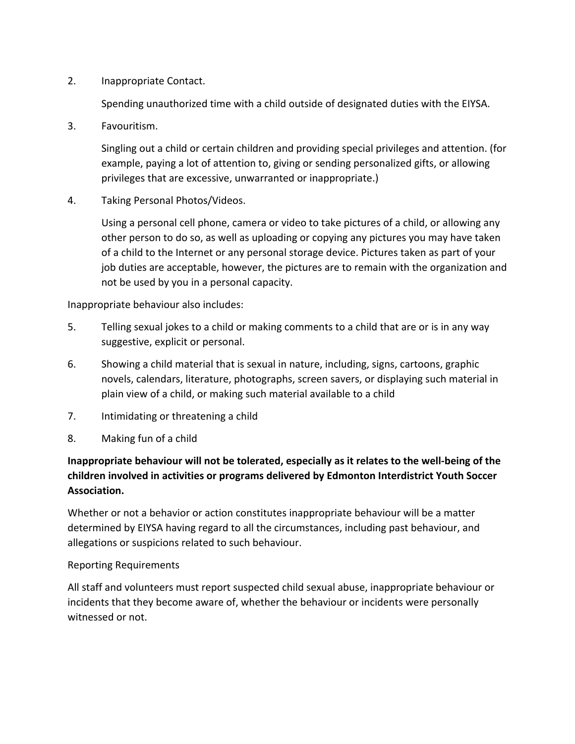2. Inappropriate Contact.

   Spending unauthorized time with a child outside of designated duties with the EIYSA.

3. Favouritism.

   Singling out a child or certain children and providing special privileges and attention. (for example, paying a lot of attention to, giving or sending personalized gifts, or allowing privileges that are excessive, unwarranted or inappropriate.)

4. Taking Personal Photos/Videos.

   Using a personal cell phone, camera or video to take pictures of a child, or allowing any other person to do so, as well as uploading or copying any pictures you may have taken of a child to the Internet or any personal storage device. Pictures taken as part of your job duties are acceptable, however, the pictures are to remain with the organization and not be used by you in a personal capacity.

Inappropriate behaviour also includes:

5. Telling sexual jokes to a child or making comments to a child that are or is in any way suggestive, explicit or personal.
6. Showing a child material that is sexual in nature, including, signs, cartoons, graphic novels, calendars, literature, photographs, screen savers, or displaying such material in plain view of a child, or making such material available to a child
7. Intimidating or threatening a child
8. Making fun of a child

**Inappropriate behaviour will not be tolerated, especially as it relates to the well-being of the children involved in activities or programs delivered by Edmonton Interdistrict Youth Soccer Association.**

Whether or not a behavior or action constitutes inappropriate behaviour will be a matter determined by EIYSA having regard to all the circumstances, including past behaviour, and allegations or suspicions related to such behaviour.

Reporting Requirements

All staff and volunteers must report suspected child sexual abuse, inappropriate behaviour or incidents that they become aware of, whether the behaviour or incidents were personally witnessed or not.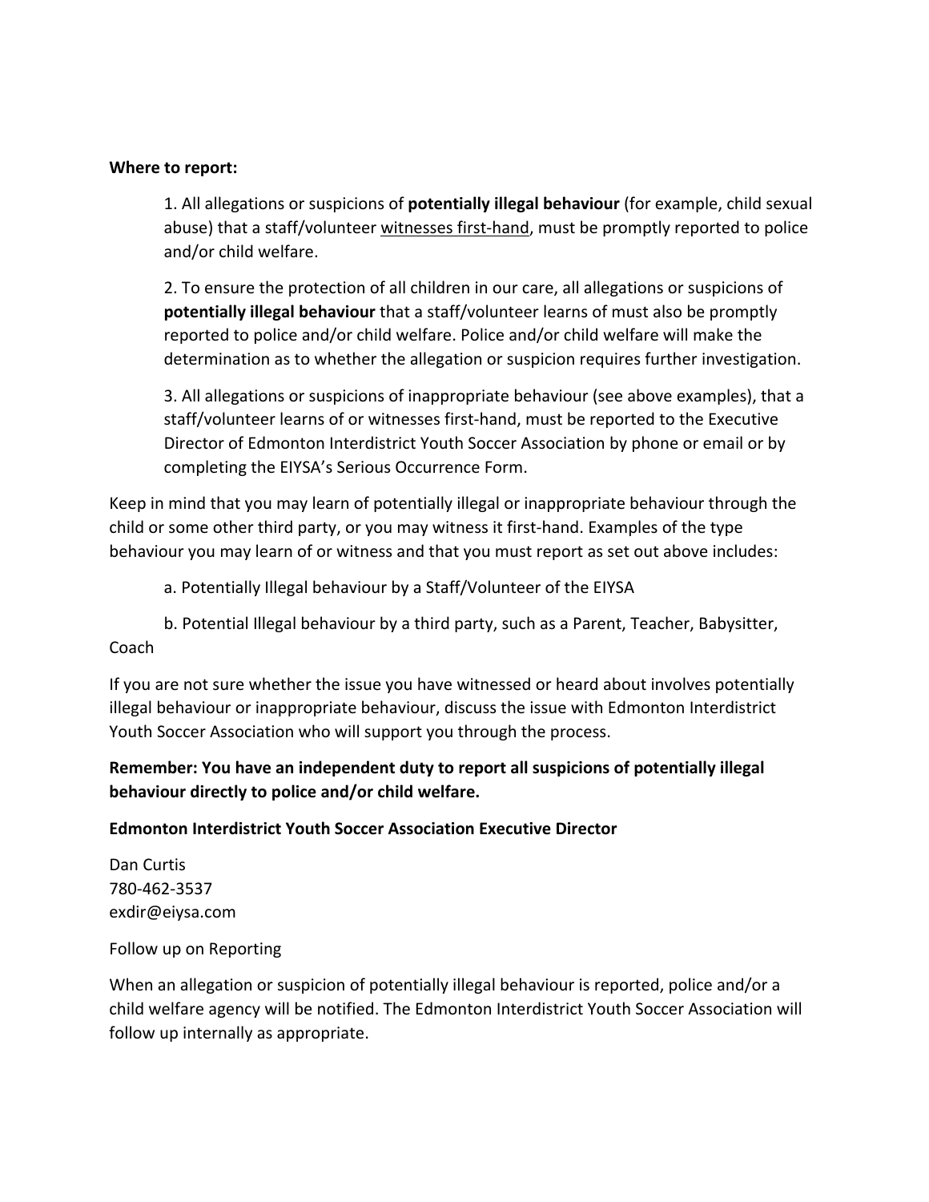**Where to report:**

1. All allegations or suspicions of **potentially illegal behaviour** (for example, child sexual abuse) that a staff/volunteer <u>witnesses first-hand</u>, must be promptly reported to police and/or child welfare.

2. To ensure the protection of all children in our care, all allegations or suspicions of **potentially illegal behaviour** that a staff/volunteer learns of must also be promptly reported to police and/or child welfare. Police and/or child welfare will make the determination as to whether the allegation or suspicion requires further investigation.

3. All allegations or suspicions of inappropriate behaviour (see above examples), that a staff/volunteer learns of or witnesses first-hand, must be reported to the Executive Director of Edmonton Interdistrict Youth Soccer Association by phone or email or by completing the EIYSA's Serious Occurrence Form.

Keep in mind that you may learn of potentially illegal or inappropriate behaviour through the child or some other third party, or you may witness it first-hand. Examples of the type behaviour you may learn of or witness and that you must report as set out above includes:

a. Potentially Illegal behaviour by a Staff/Volunteer of the EIYSA

b. Potential Illegal behaviour by a third party, such as a Parent, Teacher, Babysitter, Coach

If you are not sure whether the issue you have witnessed or heard about involves potentially illegal behaviour or inappropriate behaviour, discuss the issue with Edmonton Interdistrict Youth Soccer Association who will support you through the process.

**Remember: You have an independent duty to report all suspicions of potentially illegal behaviour directly to police and/or child welfare.**

**Edmonton Interdistrict Youth Soccer Association Executive Director**

Dan Curtis
780-462-3537
exdir@eiysa.com

Follow up on Reporting

When an allegation or suspicion of potentially illegal behaviour is reported, police and/or a child welfare agency will be notified. The Edmonton Interdistrict Youth Soccer Association will follow up internally as appropriate.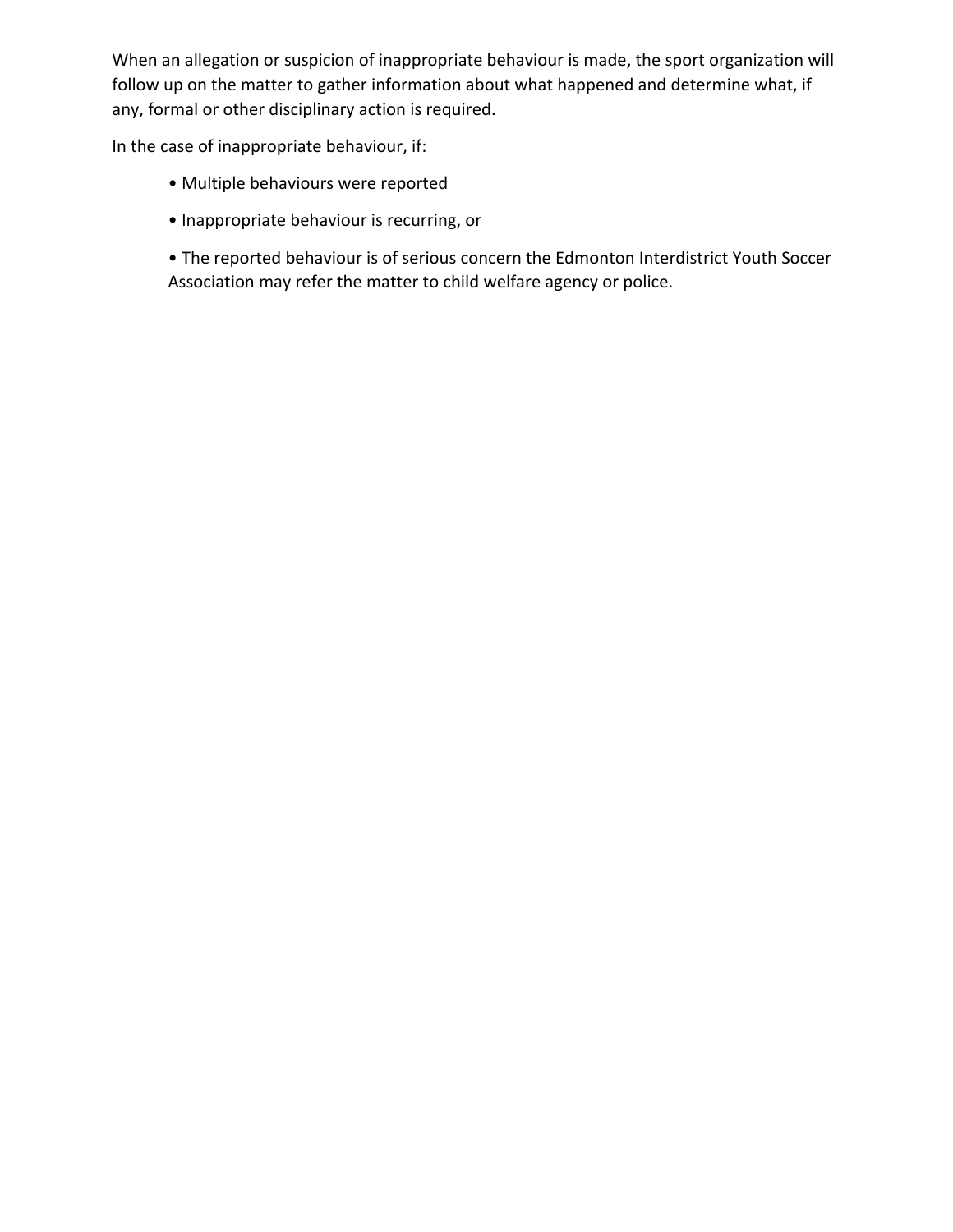When an allegation or suspicion of inappropriate behaviour is made, the sport organization will follow up on the matter to gather information about what happened and determine what, if any, formal or other disciplinary action is required.

In the case of inappropriate behaviour, if:

- Multiple behaviours were reported
- Inappropriate behaviour is recurring, or
- The reported behaviour is of serious concern the Edmonton Interdistrict Youth Soccer Association may refer the matter to child welfare agency or police.